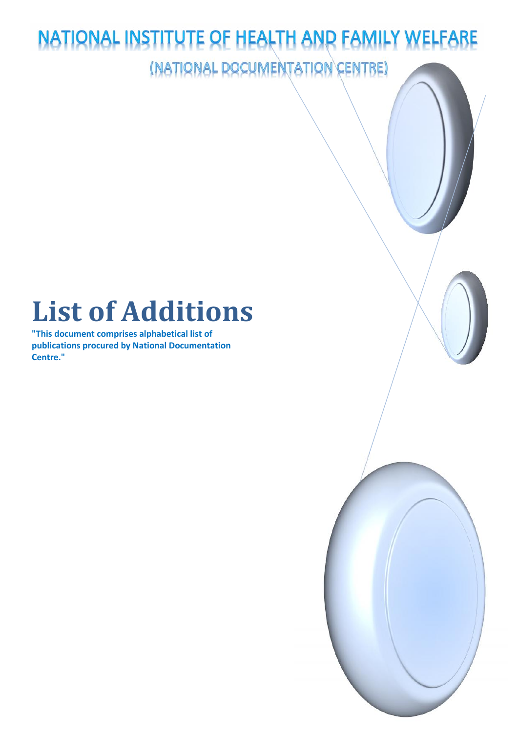# NATIONAL INSTITUTE OF HEALTH AND FAMILY WELFARE

## (NATIONAL DOCUMENTATION CENTRE)

# List of Additions

**"This document comprises alphabetical list of publications procured by National Documentation Centre."**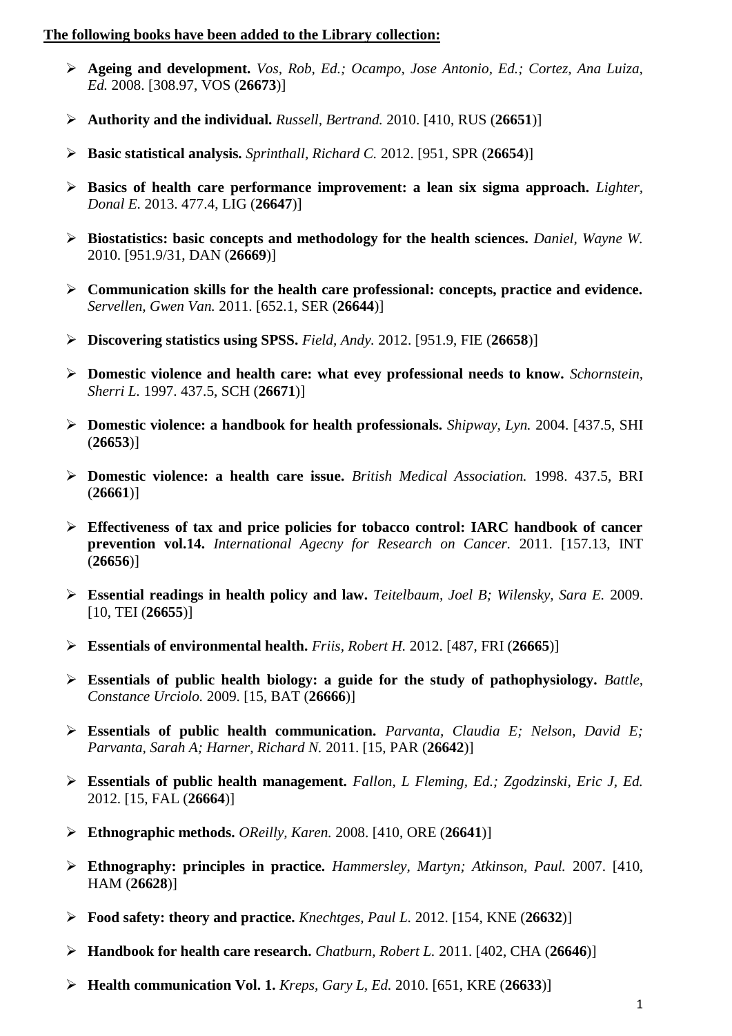**The following books have been added to the Library collection:**

- **Ageing and development.** *Vos, Rob, Ed.; Ocampo, Jose Antonio, Ed.; Cortez, Ana Luiza, Ed.* 2008. [308.97, VOS (**26673**)]
- **Authority and the individual.** *Russell, Bertrand.* 2010. [410, RUS (**26651**)]
- **Basic statistical analysis.** *Sprinthall, Richard C.* 2012. [951, SPR (**26654**)]
- **Basics of health care performance improvement: a lean six sigma approach.** *Lighter, Donal E.* 2013. 477.4, LIG (**26647**)]
- **Biostatistics: basic concepts and methodology for the health sciences.** *Daniel, Wayne W.* 2010. [951.9/31, DAN (**26669**)]
- **Communication skills for the health care professional: concepts, practice and evidence.** *Servellen, Gwen Van.* 2011. [652.1, SER (**26644**)]
- **Discovering statistics using SPSS.** *Field, Andy.* 2012. [951.9, FIE (**26658**)]
- **Domestic violence and health care: what evey professional needs to know.** *Schornstein, Sherri L.* 1997. 437.5, SCH (**26671**)]
- **Domestic violence: a handbook for health professionals.** *Shipway, Lyn.* 2004. [437.5, SHI (**26653**)]
- **Domestic violence: a health care issue.** *British Medical Association.* 1998. 437.5, BRI (**26661**)]
- **Effectiveness of tax and price policies for tobacco control: IARC handbook of cancer prevention vol.14.** *International Agecny for Research on Cancer.* 2011. [157.13, INT (**26656**)]
- **Essential readings in health policy and law.** *Teitelbaum, Joel B; Wilensky, Sara E.* 2009. [10, TEI (**26655**)]
- **Essentials of environmental health.** *Friis, Robert H.* 2012. [487, FRI (**26665**)]
- **Essentials of public health biology: a guide for the study of pathophysiology.** *Battle, Constance Urciolo.* 2009. [15, BAT (**26666**)]
- **Essentials of public health communication.** *Parvanta, Claudia E; Nelson, David E; Parvanta, Sarah A; Harner, Richard N.* 2011. [15, PAR (**26642**)]
- **Essentials of public health management.** *Fallon, L Fleming, Ed.; Zgodzinski, Eric J, Ed.* 2012. [15, FAL (**26664**)]
- **Ethnographic methods.** *OReilly, Karen.* 2008. [410, ORE (**26641**)]
- **Ethnography: principles in practice.** *Hammersley, Martyn; Atkinson, Paul.* 2007. [410, HAM (**26628**)]
- **Food safety: theory and practice.** *Knechtges, Paul L.* 2012. [154, KNE (**26632**)]
- **Handbook for health care research.** *Chatburn, Robert L.* 2011. [402, CHA (**26646**)]
- **Health communication Vol. 1.** *Kreps, Gary L, Ed.* 2010. [651, KRE (**26633**)]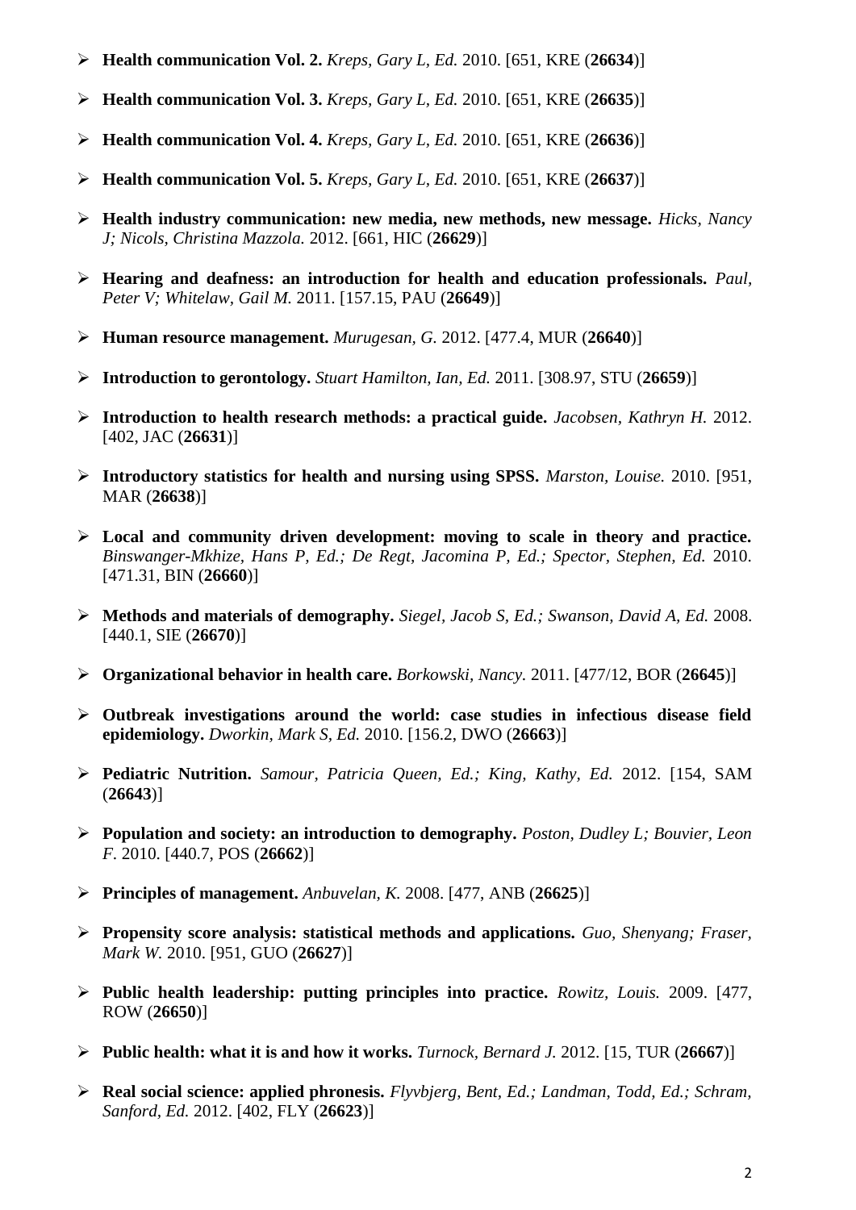- **Health communication Vol. 2.** *Kreps, Gary L, Ed.* 2010. [651, KRE (**26634**)]
- **Health communication Vol. 3.** *Kreps, Gary L, Ed.* 2010. [651, KRE (**26635**)]
- **Health communication Vol. 4.** *Kreps, Gary L, Ed.* 2010. [651, KRE (**26636**)]
- **Health communication Vol. 5.** *Kreps, Gary L, Ed.* 2010. [651, KRE (**26637**)]
- **Health industry communication: new media, new methods, new message.** *Hicks, Nancy J; Nicols, Christina Mazzola.* 2012. [661, HIC (**26629**)]
- **Hearing and deafness: an introduction for health and education professionals.** *Paul, Peter V; Whitelaw, Gail M.* 2011. [157.15, PAU (**26649**)]
- **Human resource management.** *Murugesan, G.* 2012. [477.4, MUR (**26640**)]
- **Introduction to gerontology.** *Stuart Hamilton, Ian, Ed.* 2011. [308.97, STU (**26659**)]
- **Introduction to health research methods: a practical guide.** *Jacobsen, Kathryn H.* 2012. [402, JAC (**26631**)]
- **Introductory statistics for health and nursing using SPSS.** *Marston, Louise.* 2010. [951, MAR (**26638**)]
- **Local and community driven development: moving to scale in theory and practice.** *Binswanger-Mkhize, Hans P, Ed.; De Regt, Jacomina P, Ed.; Spector, Stephen, Ed.* 2010. [471.31, BIN (**26660**)]
- **Methods and materials of demography.** *Siegel, Jacob S, Ed.; Swanson, David A, Ed.* 2008. [440.1, SIE (**26670**)]
- **Organizational behavior in health care.** *Borkowski, Nancy.* 2011. [477/12, BOR (**26645**)]
- **Outbreak investigations around the world: case studies in infectious disease field epidemiology.** *Dworkin, Mark S, Ed.* 2010. [156.2, DWO (**26663**)]
- **Pediatric Nutrition.** *Samour, Patricia Queen, Ed.; King, Kathy, Ed.* 2012. [154, SAM (**26643**)]
- **Population and society: an introduction to demography.** *Poston, Dudley L; Bouvier, Leon F.* 2010. [440.7, POS (**26662**)]
- **Principles of management.** *Anbuvelan, K.* 2008. [477, ANB (**26625**)]
- **Propensity score analysis: statistical methods and applications.** *Guo, Shenyang; Fraser, Mark W.* 2010. [951, GUO (**26627**)]
- **Public health leadership: putting principles into practice.** *Rowitz, Louis.* 2009. [477, ROW (**26650**)]
- **Public health: what it is and how it works.** *Turnock, Bernard J.* 2012. [15, TUR (**26667**)]
- **Real social science: applied phronesis.** *Flyvbjerg, Bent, Ed.; Landman, Todd, Ed.; Schram, Sanford, Ed.* 2012. [402, FLY (**26623**)]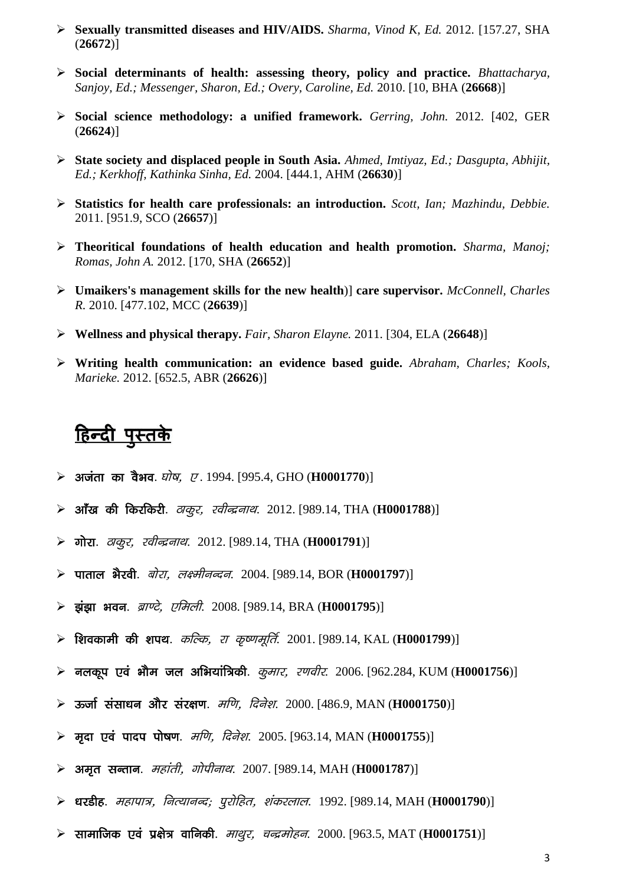- **Sexually transmitted diseases and HIV/AIDS.** *Sharma, Vinod K, Ed.* 2012. [157.27, SHA (**26672**)]

- **Social determinants of health: assessing theory, policy and practice.** *Bhattacharya, Sanjoy, Ed.; Messenger, Sharon, Ed.; Overy, Caroline, Ed.* 2010. [10, BHA (**26668**)]

- **Social science methodology: a unified framework.** *Gerring, John.* 2012. [402, GER (**26624**)]

- **State society and displaced people in South Asia.** *Ahmed, Imtiyaz, Ed.; Dasgupta, Abhijit, Ed.; Kerkhoff, Kathinka Sinha, Ed.* 2004. [444.1, AHM (**26630**)]

- **Statistics for health care professionals: an introduction.** *Scott, Ian; Mazhindu, Debbie.* 2011. [951.9, SCO (**26657**)]

- **Theoritical foundations of health education and health promotion.** *Sharma, Manoj; Romas, John A.* 2012. [170, SHA (**26652**)]

- **Umaikers's management skills for the new health**)] **care supervisor.** *McConnell, Charles R.* 2010. [477.102, MCC (**26639**)]

- **Wellness and physical therapy.** *Fair, Sharon Elayne.* 2011. [304, ELA (**26648**)]

- **Writing health communication: an evidence based guide.** *Abraham, Charles; Kools, Marieke.* 2012. [652.5, ABR (**26626**)]

## हिन्दी पुस्तके

- **अजंता का वैभव**. *घोष, ए*. 1994. [995.4, GHO (**H0001770**)]

- **आँख की किरकिरी**. *ठाकुर, रवीन्द्रनाथ.* 2012. [989.14, THA (**H0001788**)]

- **गोरा**. *ठाकुर, रवीन्द्रनाथ.* 2012. [989.14, THA (**H0001791**)]

- **पाताल भैरवी**. *बोरा, लक्ष्मीनन्दन.* 2004. [989.14, BOR (**H0001797**)]

- **झंझा भवन**. *ब्राण्टे, एमिली.* 2008. [989.14, BRA (**H0001795**)]

- **शिवकामी की शपथ**. *कल्कि, रा कृष्णमूर्ति.* 2001. [989.14, KAL (**H0001799**)]

- **नलकूप एवं भौम जल अभियांत्रिकी**. *कुमार, रणवीर.* 2006. [962.284, KUM (**H0001756**)]

- **ऊर्जा संसाधन और संरक्षण**. *मणि, दिनेश.* 2000. [486.9, MAN (**H0001750**)]

- **मृदा एवं पादप पोषण**. *मणि, दिनेश.* 2005. [963.14, MAN (**H0001755**)]

- **अमृत सन्तान**. *महांती, गोपीनाथ.* 2007. [989.14, MAH (**H0001787**)]

- **धरडीह**. *महापात्र, नित्यानन्द; पुरोहित, शंकरलाल.* 1992. [989.14, MAH (**H0001790**)]

- **सामाजिक एवं प्रक्षेत्र वानिकी**. *माथुर, चन्द्रमोहन.* 2000. [963.5, MAT (**H0001751**)]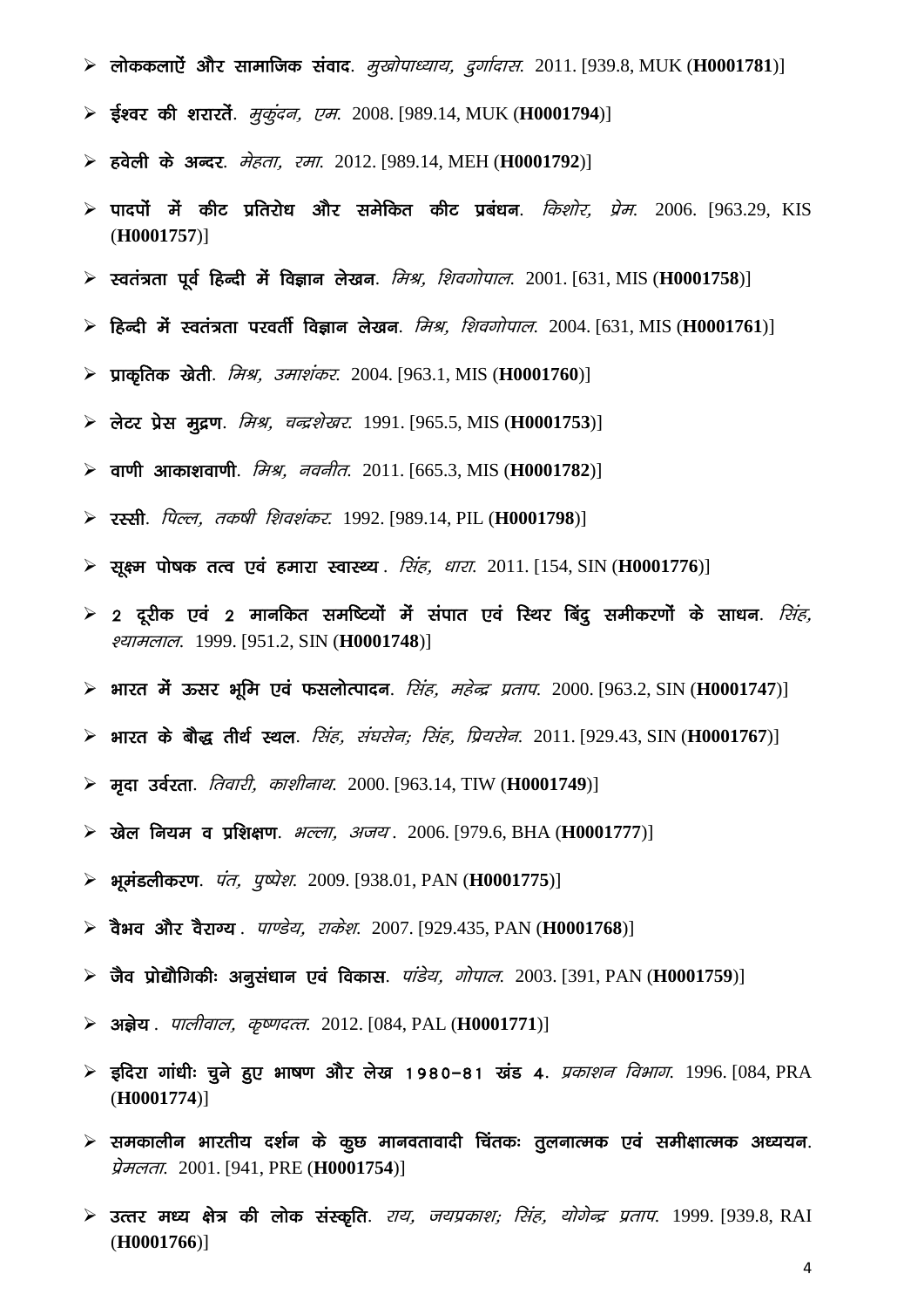- **लोककलाऐं और सामाजिक संवाद**. *मुखोपाध्याय, दुर्गादास.* 2011. [939.8, MUK (**H0001781**)]
- **ईश्वर की शरारतें**. *मुकुंदन, एम.* 2008. [989.14, MUK (**H0001794**)]
- **हवेली के अन्दर**. *मेहता, रमा.* 2012. [989.14, MEH (**H0001792**)]
- **पादपों में कीट प्रतिरोध और समेकित कीट प्रबंधन**. *किशोर, प्रेम.* 2006. [963.29, KIS (**H0001757**)]
- **स्वतंत्रता पूर्व हिन्दी में विज्ञान लेखन**. *मिश्र, शिवगोपाल.* 2001. [631, MIS (**H0001758**)]
- **हिन्दी में स्वतंत्रता परवर्ती विज्ञान लेखन**. *मिश्र, शिवगोपाल.* 2004. [631, MIS (**H0001761**)]
- **प्राकृतिक खेती**. *मिश्र, उमाशंकर.* 2004. [963.1, MIS (**H0001760**)]
- **लेटर प्रेस मुद्रण**. *मिश्र, चन्द्रशेखर.* 1991. [965.5, MIS (**H0001753**)]
- **वाणी आकाशवाणी**. *मिश्र, नवनीत.* 2011. [665.3, MIS (**H0001782**)]
- **रस्सी**. *पिल्ल, तकषी शिवशंकर.* 1992. [989.14, PIL (**H0001798**)]
- **सूक्ष्म पोषक तत्व एवं हमारा स्वास्थ्य**. *सिंह, धारा.* 2011. [154, SIN (**H0001776**)]
- **2 दूरीक एवं 2 मानकित समष्टियों में संपात एवं स्थिर बिंदु समीकरणों के साधन**. *सिंह, श्यामलाल.* 1999. [951.2, SIN (**H0001748**)]
- **भारत में ऊसर भूमि एवं फसलोत्पादन**. *सिंह, महेन्द्र प्रताप.* 2000. [963.2, SIN (**H0001747**)]
- **भारत के बौद्ध तीर्थ स्थल**. *सिंह, संघसेन; सिंह, प्रियसेन.* 2011. [929.43, SIN (**H0001767**)]
- **मृदा उर्वरता**. *तिवारी, काशीनाथ.* 2000. [963.14, TIW (**H0001749**)]
- **खेल नियम व प्रशिक्षण**. *भल्ला, अजय*. 2006. [979.6, BHA (**H0001777**)]
- **भूमंडलीकरण**. *पंत, पुष्पेश.* 2009. [938.01, PAN (**H0001775**)]
- **वैभव और वैराग्य**. *पाण्डेय, राकेश.* 2007. [929.435, PAN (**H0001768**)]
- **जैव प्रोद्यौगिकीः अनुसंधान एवं विकास**. *पांडेय, गोपाल.* 2003. [391, PAN (**H0001759**)]
- **अज्ञेय**. *पालीवाल, कृष्णदत्त.* 2012. [084, PAL (**H0001771**)]
- **इंदिरा गांधीः चुने हुए भाषण और लेख 1980–81 खंड 4**. *प्रकाशन विभाग.* 1996. [084, PRA (**H0001774**)]
- **समकालीन भारतीय दर्शन के कुछ मानवतावादी चिंतकः तुलनात्मक एवं समीक्षात्मक अध्ययन**. *प्रेमलता.* 2001. [941, PRE (**H0001754**)]
- **उत्तर मध्य क्षेत्र की लोक संस्कृति**. *राय, जयप्रकाश; सिंह, योगेन्द्र प्रताप.* 1999. [939.8, RAI (**H0001766**)]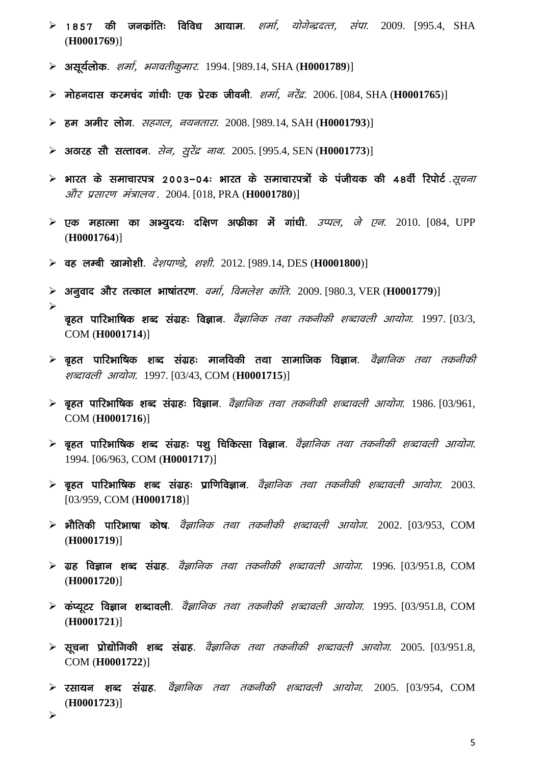- **1857 की जनक्रांतिः विविध आयाम**. *शर्मा, योगेन्द्रदत्त, संपा.* 2009. [995.4, SHA (**H0001769**)]
- **असूर्यलोक**. *शर्मा, भगवतीकुमार.* 1994. [989.14, SHA (**H0001789**)]
- **मोहनदास करमचंद गांधीः एक प्रेरक जीवनी**. *शर्मा, नरेंद्र.* 2006. [084, SHA (**H0001765**)]
- **हम अमीर लोग**. *सहगल, नयनतारा.* 2008. [989.14, SAH (**H0001793**)]
- **अठारह सौ सत्तावन**. *सेन, सुरेंद्र नाथ.* 2005. [995.4, SEN (**H0001773**)]
- **भारत के समाचारपत्र 2003–04ः भारत के समाचारपत्रों के पंजीयक की 48वीं रिपोर्ट** .*सूचना और प्रसारण मंत्रालय* . 2004. [018, PRA (**H0001780**)]
- **एक महात्मा का अभ्युदयः दक्षिण अफ्रीका में गांधी**. *उप्पल, जे एन.* 2010. [084, UPP (**H0001764**)]
- **वह लम्बी खामोशी**. *देशपाण्डे, शशी.* 2012. [989.14, DES (**H0001800**)]
- **अनुवाद और तत्काल भाषांतरण**. *वर्मा, विमलेश कांति.* 2009. [980.3, VER (**H0001779**)]
- 
  **बृहत पारिभाषिक शब्द संग्रहः विज्ञान**. *वैज्ञानिक तथा तकनीकी शब्दावली आयोग.* 1997. [03/3, COM (**H0001714**)]
- **बृहत पारिभाषिक शब्द संग्रहः मानविकी तथा सामाजिक विज्ञान**. *वैज्ञानिक तथा तकनीकी शब्दावली आयोग.* 1997. [03/43, COM (**H0001715**)]
- **बृहत पारिभाषिक शब्द संग्रहः विज्ञान**. *वैज्ञानिक तथा तकनीकी शब्दावली आयोग.* 1986. [03/961, COM (**H0001716**)]
- **बृहत पारिभाषिक शब्द संग्रहः पशु चिकित्सा विज्ञान**. *वैज्ञानिक तथा तकनीकी शब्दावली आयोग.* 1994. [06/963, COM (**H0001717**)]
- **बृहत पारिभाषिक शब्द संग्रहः प्राणिविज्ञान**. *वैज्ञानिक तथा तकनीकी शब्दावली आयोग.* 2003. [03/959, COM (**H0001718**)]
- **भौतिकी पारिभाषा कोष**. *वैज्ञानिक तथा तकनीकी शब्दावली आयोग.* 2002. [03/953, COM (**H0001719**)]
- **ग्रह विज्ञान शब्द संग्रह**. *वैज्ञानिक तथा तकनीकी शब्दावली आयोग.* 1996. [03/951.8, COM (**H0001720**)]
- **कंप्यूटर विज्ञान शब्दावली**. *वैज्ञानिक तथा तकनीकी शब्दावली आयोग.* 1995. [03/951.8, COM (**H0001721**)]
- **सूचना प्रोद्योगिकी शब्द संग्रह**. *वैज्ञानिक तथा तकनीकी शब्दावली आयोग.* 2005. [03/951.8, COM (**H0001722**)]
- **रसायन शब्द संग्रह**. *वैज्ञानिक तथा तकनीकी शब्दावली आयोग.* 2005. [03/954, COM (**H0001723**)]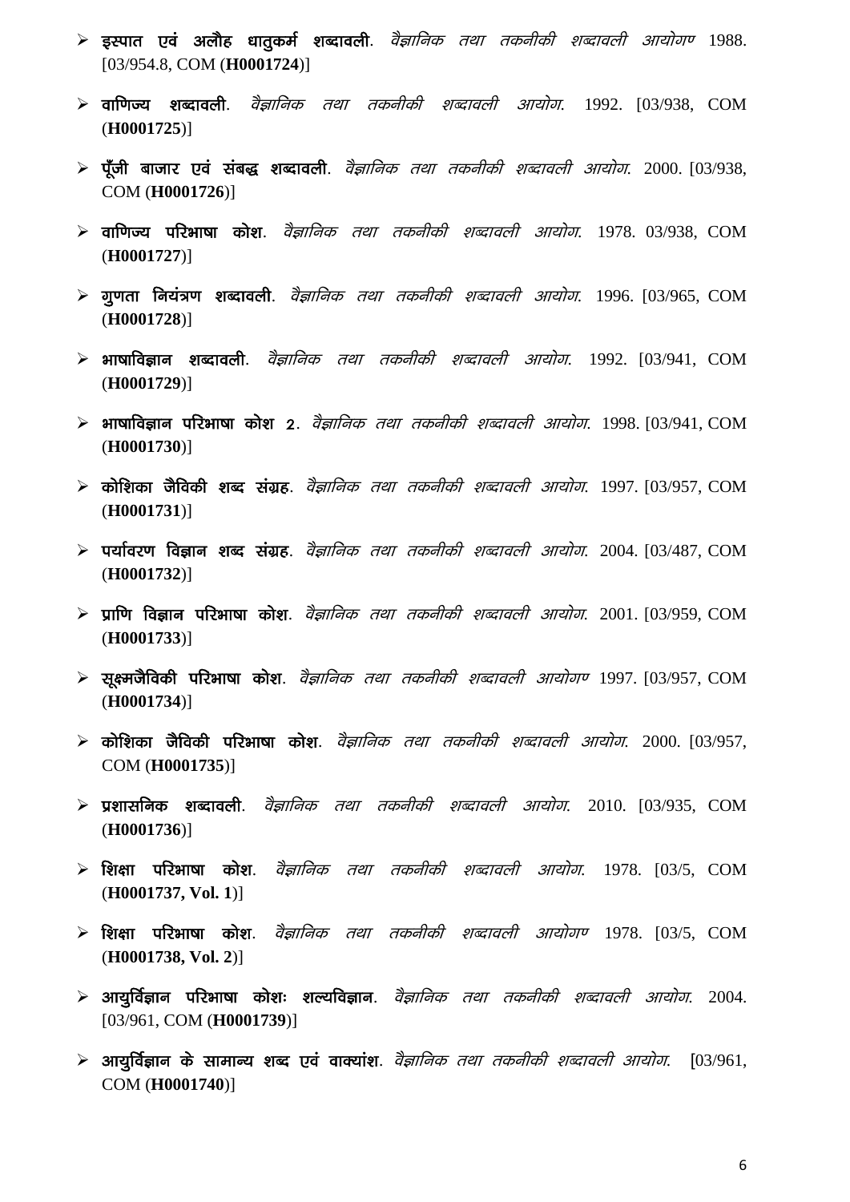- **इस्पात एवं अलौह धातुकर्म शब्दावली**. *वैज्ञानिक तथा तकनीकी शब्दावली आयोगण* 1988. [03/954.8, COM (**H0001724**)]

- **वाणिज्य शब्दावली**. *वैज्ञानिक तथा तकनीकी शब्दावली आयोग.* 1992. [03/938, COM (**H0001725**)]

- **पूँजी बाजार एवं संबद्ध शब्दावली**. *वैज्ञानिक तथा तकनीकी शब्दावली आयोग.* 2000. [03/938, COM (**H0001726**)]

- **वाणिज्य परिभाषा कोश**. *वैज्ञानिक तथा तकनीकी शब्दावली आयोग.* 1978. 03/938, COM (**H0001727**)]

- **गुणता नियंत्रण शब्दावली**. *वैज्ञानिक तथा तकनीकी शब्दावली आयोग.* 1996. [03/965, COM (**H0001728**)]

- **भाषाविज्ञान शब्दावली**. *वैज्ञानिक तथा तकनीकी शब्दावली आयोग.* 1992. [03/941, COM (**H0001729**)]

- **भाषाविज्ञान परिभाषा कोश 2**. *वैज्ञानिक तथा तकनीकी शब्दावली आयोग.* 1998. [03/941, COM (**H0001730**)]

- **कोशिका जैविकी शब्द संग्रह**. *वैज्ञानिक तथा तकनीकी शब्दावली आयोग.* 1997. [03/957, COM (**H0001731**)]

- **पर्यावरण विज्ञान शब्द संग्रह**. *वैज्ञानिक तथा तकनीकी शब्दावली आयोग.* 2004. [03/487, COM (**H0001732**)]

- **प्राणि विज्ञान परिभाषा कोश**. *वैज्ञानिक तथा तकनीकी शब्दावली आयोग.* 2001. [03/959, COM (**H0001733**)]

- **सूक्ष्मजैविकी परिभाषा कोश**. *वैज्ञानिक तथा तकनीकी शब्दावली आयोगण* 1997. [03/957, COM (**H0001734**)]

- **कोशिका जैविकी परिभाषा कोश**. *वैज्ञानिक तथा तकनीकी शब्दावली आयोग.* 2000. [03/957, COM (**H0001735**)]

- **प्रशासनिक शब्दावली**. *वैज्ञानिक तथा तकनीकी शब्दावली आयोग.* 2010. [03/935, COM (**H0001736**)]

- **शिक्षा परिभाषा कोश**. *वैज्ञानिक तथा तकनीकी शब्दावली आयोग.* 1978. [03/5, COM (**H0001737, Vol. 1**)]

- **शिक्षा परिभाषा कोश**. *वैज्ञानिक तथा तकनीकी शब्दावली आयोगण* 1978. [03/5, COM (**H0001738, Vol. 2**)]

- **आयुर्विज्ञान परिभाषा कोशः शल्यविज्ञान**. *वैज्ञानिक तथा तकनीकी शब्दावली आयोग.* 2004. [03/961, COM (**H0001739**)]

- **आयुर्विज्ञान के सामान्य शब्द एवं वाक्यांश**. *वैज्ञानिक तथा तकनीकी शब्दावली आयोग.* [03/961, COM (**H0001740**)]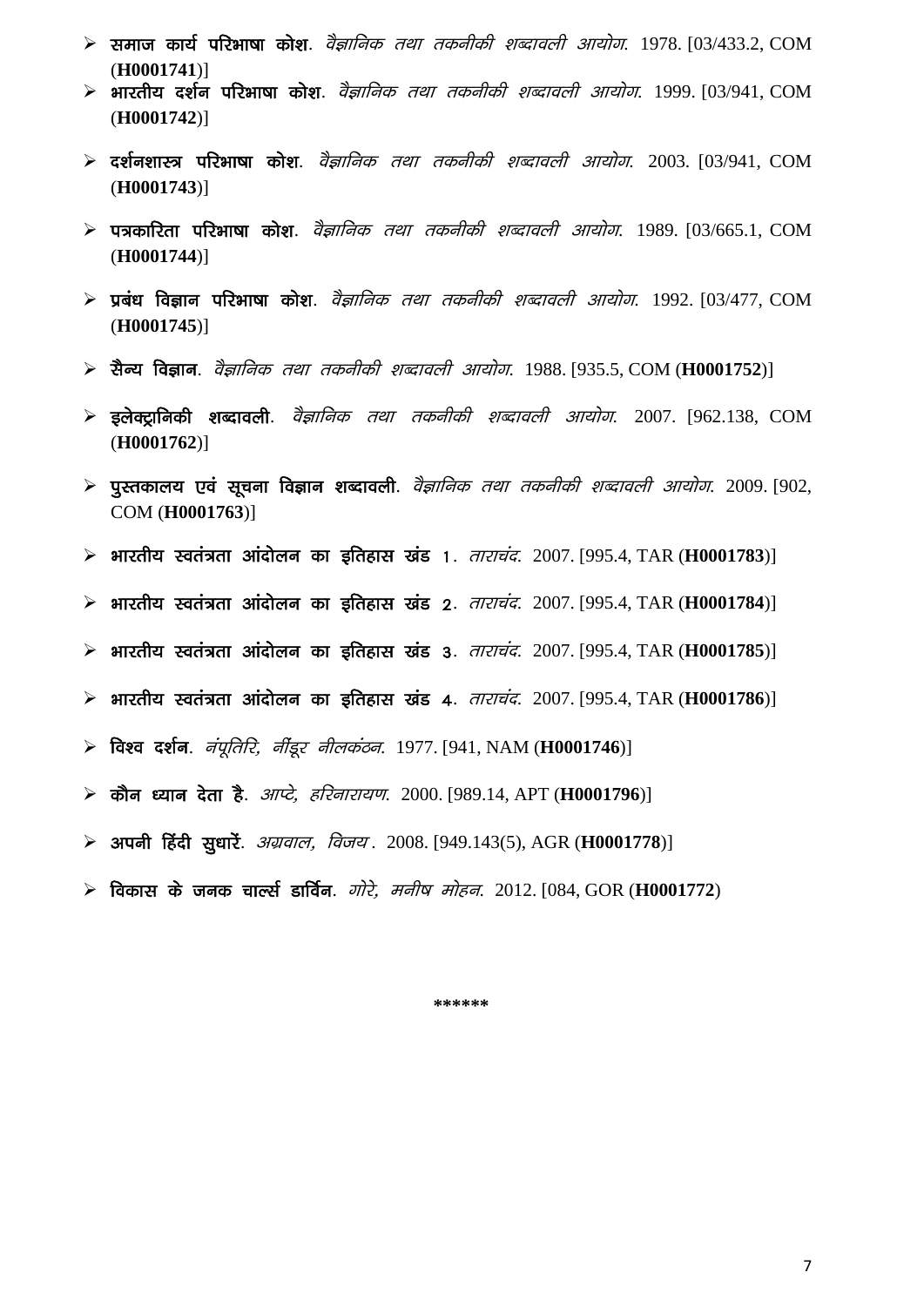- **समाज कार्य परिभाषा कोश**. *वैज्ञानिक तथा तकनीकी शब्दावली आयोग.* 1978. [03/433.2, COM (**H0001741**)]
- **भारतीय दर्शन परिभाषा कोश**. *वैज्ञानिक तथा तकनीकी शब्दावली आयोग.* 1999. [03/941, COM (**H0001742**)]
- **दर्शनशास्त्र परिभाषा कोश**. *वैज्ञानिक तथा तकनीकी शब्दावली आयोग.* 2003. [03/941, COM (**H0001743**)]
- **पत्रकारिता परिभाषा कोश**. *वैज्ञानिक तथा तकनीकी शब्दावली आयोग.* 1989. [03/665.1, COM (**H0001744**)]
- **प्रबंध विज्ञान परिभाषा कोश**. *वैज्ञानिक तथा तकनीकी शब्दावली आयोग.* 1992. [03/477, COM (**H0001745**)]
- **सैन्य विज्ञान**. *वैज्ञानिक तथा तकनीकी शब्दावली आयोग.* 1988. [935.5, COM (**H0001752**)]
- **इलेक्ट्रानिकी शब्दावली**. *वैज्ञानिक तथा तकनीकी शब्दावली आयोग.* 2007. [962.138, COM (**H0001762**)]
- **पुस्तकालय एवं सूचना विज्ञान शब्दावली**. *वैज्ञानिक तथा तकनीकी शब्दावली आयोग.* 2009. [902, COM (**H0001763**)]
- **भारतीय स्वतंत्रता आंदोलन का इतिहास खंड 1**. *ताराचंद.* 2007. [995.4, TAR (**H0001783**)]
- **भारतीय स्वतंत्रता आंदोलन का इतिहास खंड 2**. *ताराचंद.* 2007. [995.4, TAR (**H0001784**)]
- **भारतीय स्वतंत्रता आंदोलन का इतिहास खंड 3**. *ताराचंद.* 2007. [995.4, TAR (**H0001785**)]
- **भारतीय स्वतंत्रता आंदोलन का इतिहास खंड 4**. *ताराचंद.* 2007. [995.4, TAR (**H0001786**)]
- **विश्व दर्शन**. *नंपूतिरि, नींडूर नीलकंठन.* 1977. [941, NAM (**H0001746**)]
- **कौन ध्यान देता है**. *आप्टे, हरिनारायण.* 2000. [989.14, APT (**H0001796**)]
- **अपनी हिंदी सुधारें**. *अग्रवाल, विजय*. 2008. [949.143(5), AGR (**H0001778**)]
- **विकास के जनक चार्ल्स डार्विन**. *गोरे, मनीष मोहन.* 2012. [084, GOR (**H0001772**)

******